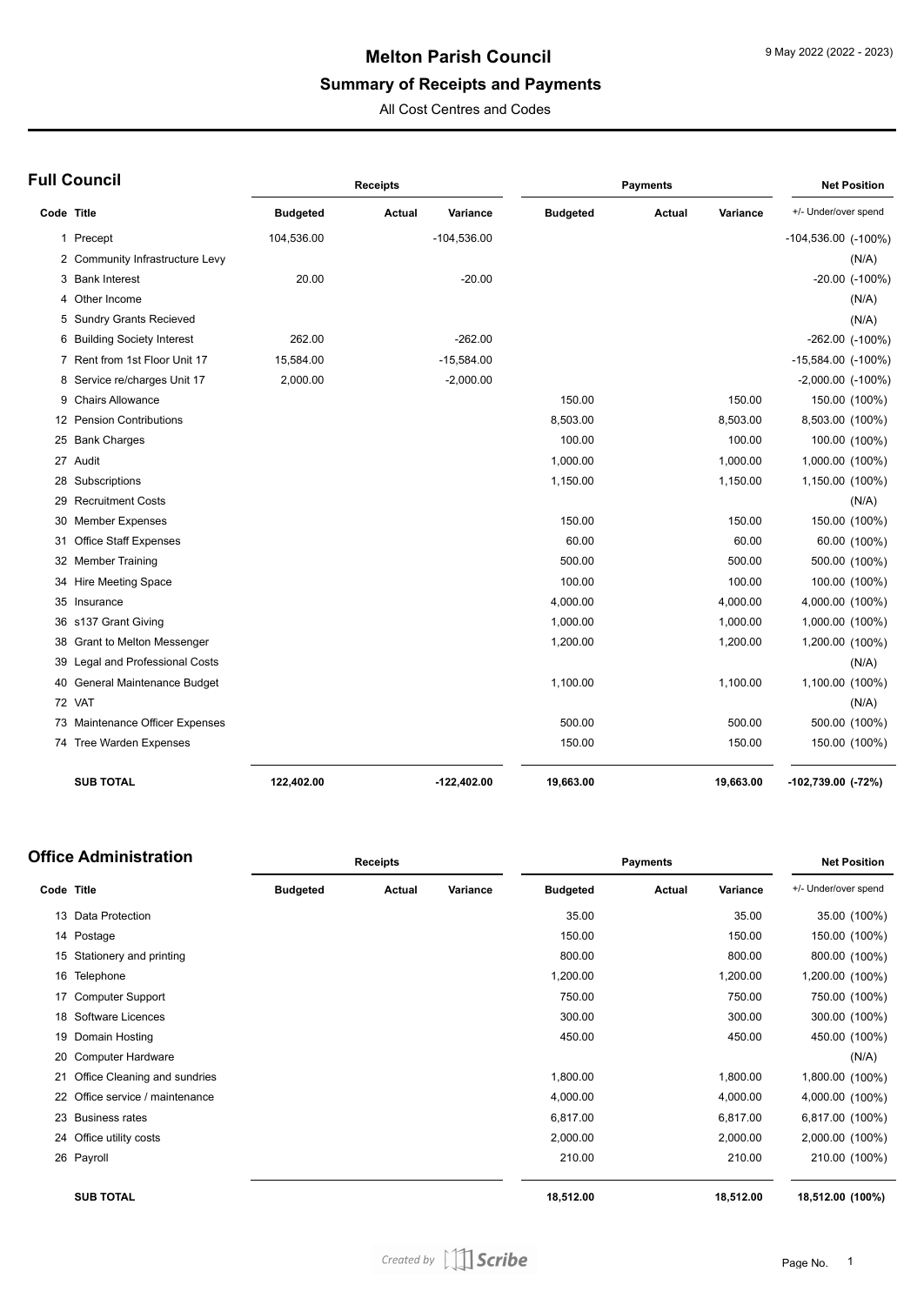# Melton Parish Council

## Summary of Receipts and Payments

All Cost Centres and Codes

9 May 2022 (2022 - 2023)

### Full Council

| Code | Title | Receipts Budgeted | Receipts Actual | Receipts Variance | Payments Budgeted | Payments Actual | Payments Variance | Net Position +/- Under/over spend |
|---|---|---|---|---|---|---|---|---|
| 1 | Precept | 104,536.00 | | -104,536.00 | | | | -104,536.00 (-100%) |
| 2 | Community Infrastructure Levy | | | | | | | (N/A) |
| 3 | Bank Interest | 20.00 | | -20.00 | | | | -20.00 (-100%) |
| 4 | Other Income | | | | | | | (N/A) |
| 5 | Sundry Grants Recieved | | | | | | | (N/A) |
| 6 | Building Society Interest | 262.00 | | -262.00 | | | | -262.00 (-100%) |
| 7 | Rent from 1st Floor Unit 17 | 15,584.00 | | -15,584.00 | | | | -15,584.00 (-100%) |
| 8 | Service re/charges Unit 17 | 2,000.00 | | -2,000.00 | | | | -2,000.00 (-100%) |
| 9 | Chairs Allowance | | | | 150.00 | | 150.00 | 150.00 (100%) |
| 12 | Pension Contributions | | | | 8,503.00 | | 8,503.00 | 8,503.00 (100%) |
| 25 | Bank Charges | | | | 100.00 | | 100.00 | 100.00 (100%) |
| 27 | Audit | | | | 1,000.00 | | 1,000.00 | 1,000.00 (100%) |
| 28 | Subscriptions | | | | 1,150.00 | | 1,150.00 | 1,150.00 (100%) |
| 29 | Recruitment Costs | | | | | | | (N/A) |
| 30 | Member Expenses | | | | 150.00 | | 150.00 | 150.00 (100%) |
| 31 | Office Staff Expenses | | | | 60.00 | | 60.00 | 60.00 (100%) |
| 32 | Member Training | | | | 500.00 | | 500.00 | 500.00 (100%) |
| 34 | Hire Meeting Space | | | | 100.00 | | 100.00 | 100.00 (100%) |
| 35 | Insurance | | | | 4,000.00 | | 4,000.00 | 4,000.00 (100%) |
| 36 | s137 Grant Giving | | | | 1,000.00 | | 1,000.00 | 1,000.00 (100%) |
| 38 | Grant to Melton Messenger | | | | 1,200.00 | | 1,200.00 | 1,200.00 (100%) |
| 39 | Legal and Professional Costs | | | | | | | (N/A) |
| 40 | General Maintenance Budget | | | | 1,100.00 | | 1,100.00 | 1,100.00 (100%) |
| 72 | VAT | | | | | | | (N/A) |
| 73 | Maintenance Officer Expenses | | | | 500.00 | | 500.00 | 500.00 (100%) |
| 74 | Tree Warden Expenses | | | | 150.00 | | 150.00 | 150.00 (100%) |
| | **SUB TOTAL** | **122,402.00** | | **-122,402.00** | **19,663.00** | | **19,663.00** | **-102,739.00 (-72%)** |

### Office Administration

| Code | Title | Receipts Budgeted | Receipts Actual | Receipts Variance | Payments Budgeted | Payments Actual | Payments Variance | Net Position +/- Under/over spend |
|---|---|---|---|---|---|---|---|---|
| 13 | Data Protection | | | | 35.00 | | 35.00 | 35.00 (100%) |
| 14 | Postage | | | | 150.00 | | 150.00 | 150.00 (100%) |
| 15 | Stationery and printing | | | | 800.00 | | 800.00 | 800.00 (100%) |
| 16 | Telephone | | | | 1,200.00 | | 1,200.00 | 1,200.00 (100%) |
| 17 | Computer Support | | | | 750.00 | | 750.00 | 750.00 (100%) |
| 18 | Software Licences | | | | 300.00 | | 300.00 | 300.00 (100%) |
| 19 | Domain Hosting | | | | 450.00 | | 450.00 | 450.00 (100%) |
| 20 | Computer Hardware | | | | | | | (N/A) |
| 21 | Office Cleaning and sundries | | | | 1,800.00 | | 1,800.00 | 1,800.00 (100%) |
| 22 | Office service / maintenance | | | | 4,000.00 | | 4,000.00 | 4,000.00 (100%) |
| 23 | Business rates | | | | 6,817.00 | | 6,817.00 | 6,817.00 (100%) |
| 24 | Office utility costs | | | | 2,000.00 | | 2,000.00 | 2,000.00 (100%) |
| 26 | Payroll | | | | 210.00 | | 210.00 | 210.00 (100%) |
| | **SUB TOTAL** | | | | **18,512.00** | | **18,512.00** | **18,512.00 (100%)** |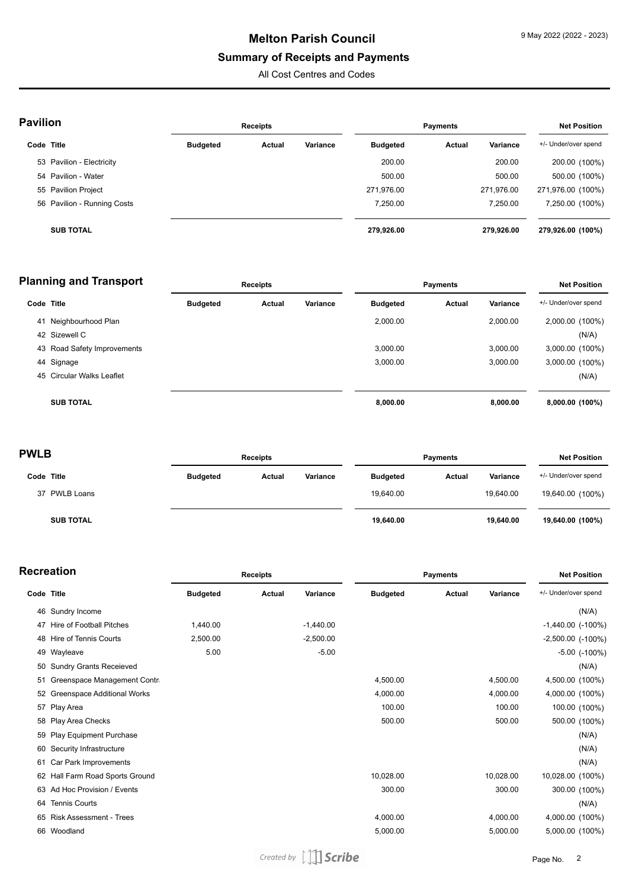# Melton Parish Council

## Summary of Receipts and Payments

All Cost Centres and Codes

### Pavilion

| Code | Title | Receipts Budgeted | Receipts Actual | Receipts Variance | Payments Budgeted | Payments Actual | Payments Variance | Net Position +/- Under/over spend |
|---|---|---|---|---|---|---|---|---|
| 53 | Pavilion - Electricity | | | | 200.00 | | 200.00 | 200.00 (100%) |
| 54 | Pavilion - Water | | | | 500.00 | | 500.00 | 500.00 (100%) |
| 55 | Pavilion Project | | | | 271,976.00 | | 271,976.00 | 271,976.00 (100%) |
| 56 | Pavilion - Running Costs | | | | 7,250.00 | | 7,250.00 | 7,250.00 (100%) |
| | **SUB TOTAL** | | | | **279,926.00** | | **279,926.00** | **279,926.00 (100%)** |

### Planning and Transport

| Code | Title | Receipts Budgeted | Receipts Actual | Receipts Variance | Payments Budgeted | Payments Actual | Payments Variance | Net Position +/- Under/over spend |
|---|---|---|---|---|---|---|---|---|
| 41 | Neighbourhood Plan | | | | 2,000.00 | | 2,000.00 | 2,000.00 (100%) |
| 42 | Sizewell C | | | | | | | (N/A) |
| 43 | Road Safety Improvements | | | | 3,000.00 | | 3,000.00 | 3,000.00 (100%) |
| 44 | Signage | | | | 3,000.00 | | 3,000.00 | 3,000.00 (100%) |
| 45 | Circular Walks Leaflet | | | | | | | (N/A) |
| | **SUB TOTAL** | | | | **8,000.00** | | **8,000.00** | **8,000.00 (100%)** |

### PWLB

| Code | Title | Receipts Budgeted | Receipts Actual | Receipts Variance | Payments Budgeted | Payments Actual | Payments Variance | Net Position +/- Under/over spend |
|---|---|---|---|---|---|---|---|---|
| 37 | PWLB Loans | | | | 19,640.00 | | 19,640.00 | 19,640.00 (100%) |
| | **SUB TOTAL** | | | | **19,640.00** | | **19,640.00** | **19,640.00 (100%)** |

### Recreation

| Code | Title | Receipts Budgeted | Receipts Actual | Receipts Variance | Payments Budgeted | Payments Actual | Payments Variance | Net Position +/- Under/over spend |
|---|---|---|---|---|---|---|---|---|
| 46 | Sundry Income | | | | | | | (N/A) |
| 47 | Hire of Football Pitches | 1,440.00 | | -1,440.00 | | | | -1,440.00 (-100%) |
| 48 | Hire of Tennis Courts | 2,500.00 | | -2,500.00 | | | | -2,500.00 (-100%) |
| 49 | Wayleave | 5.00 | | -5.00 | | | | -5.00 (-100%) |
| 50 | Sundry Grants Receieved | | | | | | | (N/A) |
| 51 | Greenspace Management Contr | | | | 4,500.00 | | 4,500.00 | 4,500.00 (100%) |
| 52 | Greenspace Additional Works | | | | 4,000.00 | | 4,000.00 | 4,000.00 (100%) |
| 57 | Play Area | | | | 100.00 | | 100.00 | 100.00 (100%) |
| 58 | Play Area Checks | | | | 500.00 | | 500.00 | 500.00 (100%) |
| 59 | Play Equipment Purchase | | | | | | | (N/A) |
| 60 | Security Infrastructure | | | | | | | (N/A) |
| 61 | Car Park Improvements | | | | | | | (N/A) |
| 62 | Hall Farm Road Sports Ground | | | | 10,028.00 | | 10,028.00 | 10,028.00 (100%) |
| 63 | Ad Hoc Provision / Events | | | | 300.00 | | 300.00 | 300.00 (100%) |
| 64 | Tennis Courts | | | | | | | (N/A) |
| 65 | Risk Assessment - Trees | | | | 4,000.00 | | 4,000.00 | 4,000.00 (100%) |
| 66 | Woodland | | | | 5,000.00 | | 5,000.00 | 5,000.00 (100%) |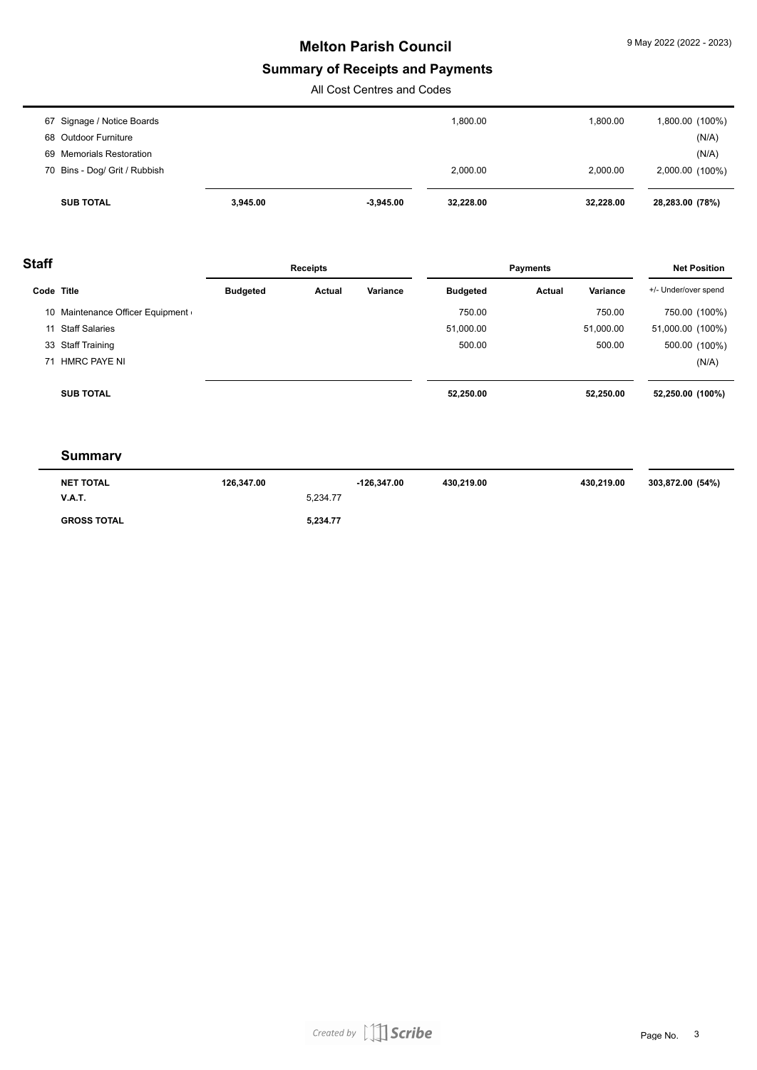| Code | Title | Receipts Budgeted | Receipts Actual | Receipts Variance | Payments Budgeted | Payments Actual | Payments Variance | Net Position +/- Under/over spend |
|---|---|---|---|---|---|---|---|---|
| 67 | Signage / Notice Boards | | | | 1,800.00 | | 1,800.00 | 1,800.00 (100%) |
| 68 | Outdoor Furniture | | | | | | | (N/A) |
| 69 | Memorials Restoration | | | | | | | (N/A) |
| 70 | Bins - Dog/ Grit / Rubbish | | | | 2,000.00 | | 2,000.00 | 2,000.00 (100%) |
| | **SUB TOTAL** | **3,945.00** | | **-3,945.00** | **32,228.00** | | **32,228.00** | **28,283.00 (78%)** |

## Staff

| Code | Title | Receipts | | | Payments | | | Net Position |
|---|---|---|---|---|---|---|---|---|
| | | Budgeted | Actual | Variance | Budgeted | Actual | Variance | +/- Under/over spend |
| 10 | Maintenance Officer Equipment ( | | | | 750.00 | | 750.00 | 750.00 (100%) |
| 11 | Staff Salaries | | | | 51,000.00 | | 51,000.00 | 51,000.00 (100%) |
| 33 | Staff Training | | | | 500.00 | | 500.00 | 500.00 (100%) |
| 71 | HMRC PAYE NI | | | | | | | (N/A) |
| | **SUB TOTAL** | | | | **52,250.00** | | **52,250.00** | **52,250.00 (100%)** |

## Summary

| | | | | | | | |
|---|---|---|---|---|---|---|---|
| **NET TOTAL** | **126,347.00** | | **-126,347.00** | **430,219.00** | | **430,219.00** | **303,872.00 (54%)** |
| **V.A.T.** | | 5,234.77 | | | | | |
| **GROSS TOTAL** | | **5,234.77** | | | | | |